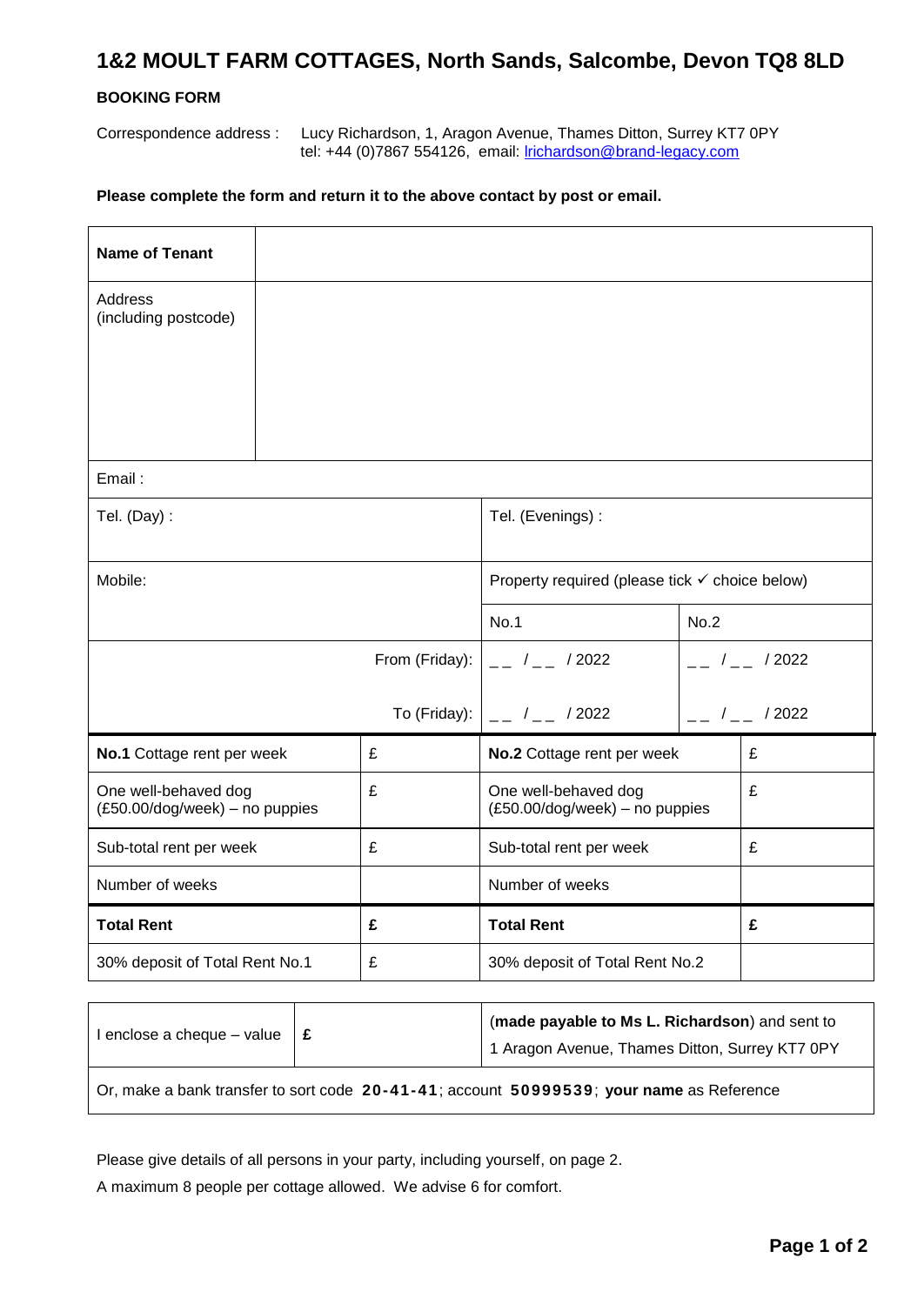# 1&2 MOULT FARM COTTAGES, North Sands, Salcombe, Devon TQ8 8LD

**BOOKING FORM**

Correspondence address : Lucy Richardson, 1, Aragon Avenue, Thames Ditton, Surrey KT7 0PY
tel: +44 (0)7867 554126, email: lrichardson@brand-legacy.com

**Please complete the form and return it to the above contact by post or email.**

| **Name of Tenant** | | | | |
|---|---|---|---|---|
| Address (including postcode) | | | | |
| Email : | | | | |
| Tel. (Day) : | | Tel. (Evenings) : | | |
| Mobile: | | Property required (please tick ✓ choice below) | | |
| | | No.1 | No.2 | |
| | From (Friday): | _ _ / _ _ / 2022 | _ _ / _ _ / 2022 | |
| | To (Friday): | _ _ / _ _ / 2022 | _ _ / _ _ / 2022 | |
| **No.1** Cottage rent per week | £ | **No.2** Cottage rent per week | | £ |
| One well-behaved dog (£50.00/dog/week) – no puppies | £ | One well-behaved dog (£50.00/dog/week) – no puppies | | £ |
| Sub-total rent per week | £ | Sub-total rent per week | | £ |
| Number of weeks | | Number of weeks | | |
| **Total Rent** | **£** | **Total Rent** | | **£** |
| 30% deposit of Total Rent No.1 | £ | 30% deposit of Total Rent No.2 | | |

| I enclose a cheque – value | **£** | (**made payable to Ms L. Richardson**) and sent to 1 Aragon Avenue, Thames Ditton, Surrey KT7 0PY |
|---|---|---|
| Or, make a bank transfer to sort code **20-41-41**; account **50999539**; **your name** as Reference | | |

Please give details of all persons in your party, including yourself, on page 2.

A maximum 8 people per cottage allowed. We advise 6 for comfort.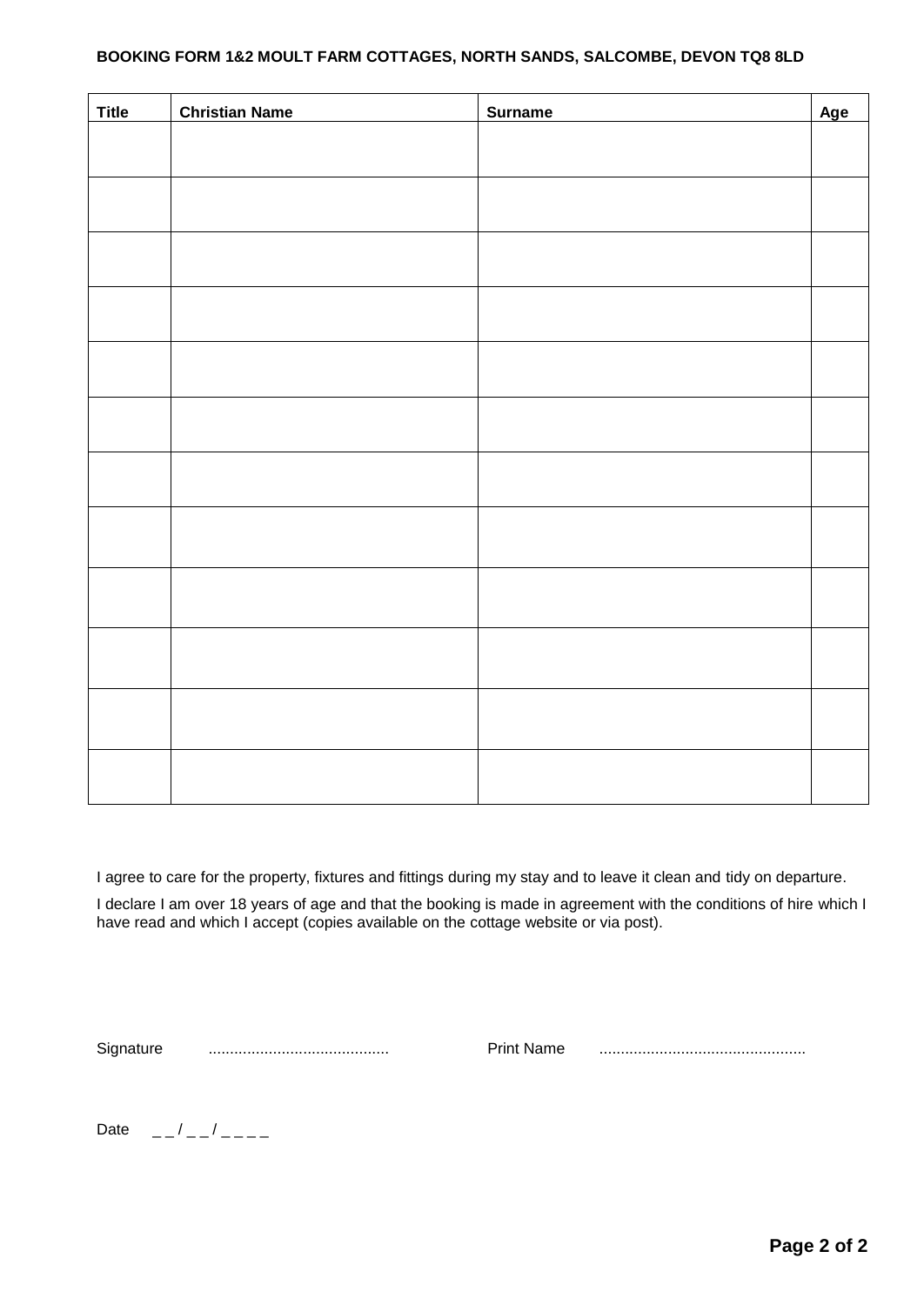**BOOKING FORM 1&2 MOULT FARM COTTAGES, NORTH SANDS, SALCOMBE, DEVON TQ8 8LD**

| Title | Christian Name | Surname | Age |
|---|---|---|---|
| | | | |
| | | | |
| | | | |
| | | | |
| | | | |
| | | | |
| | | | |
| | | | |
| | | | |
| | | | |
| | | | |
| | | | |

I agree to care for the property, fixtures and fittings during my stay and to leave it clean and tidy on departure.

I declare I am over 18 years of age and that the booking is made in agreement with the conditions of hire which I have read and which I accept (copies available on the cottage website or via post).

Signature ......................................... Print Name ...............................................

Date _ _ / _ _ / _ _ _ _